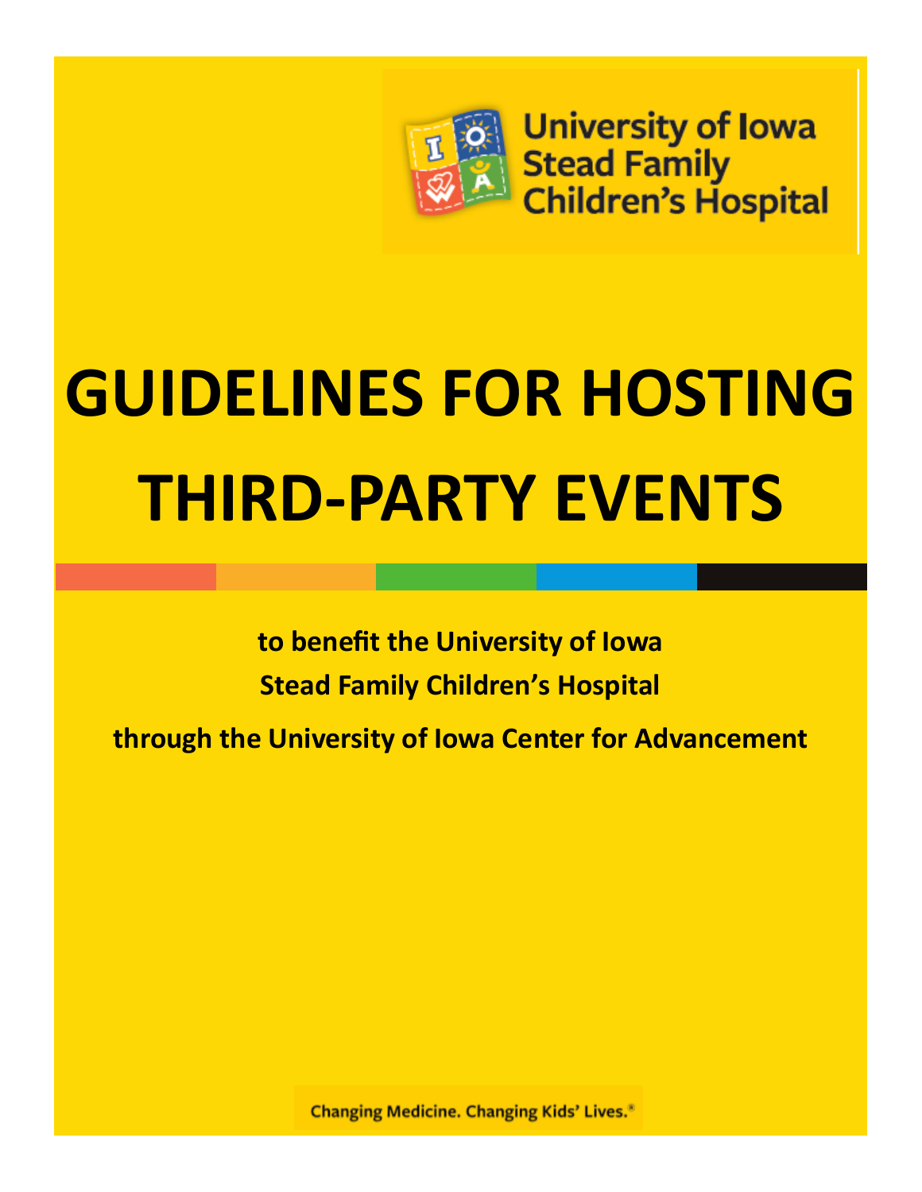University of Iowa
Stead Family
Children's Hospital

# GUIDELINES FOR HOSTING THIRD-PARTY EVENTS

**to benefit the University of Iowa**

**Stead Family Children's Hospital**

**through the University of Iowa Center for Advancement**

Changing Medicine. Changing Kids' Lives.®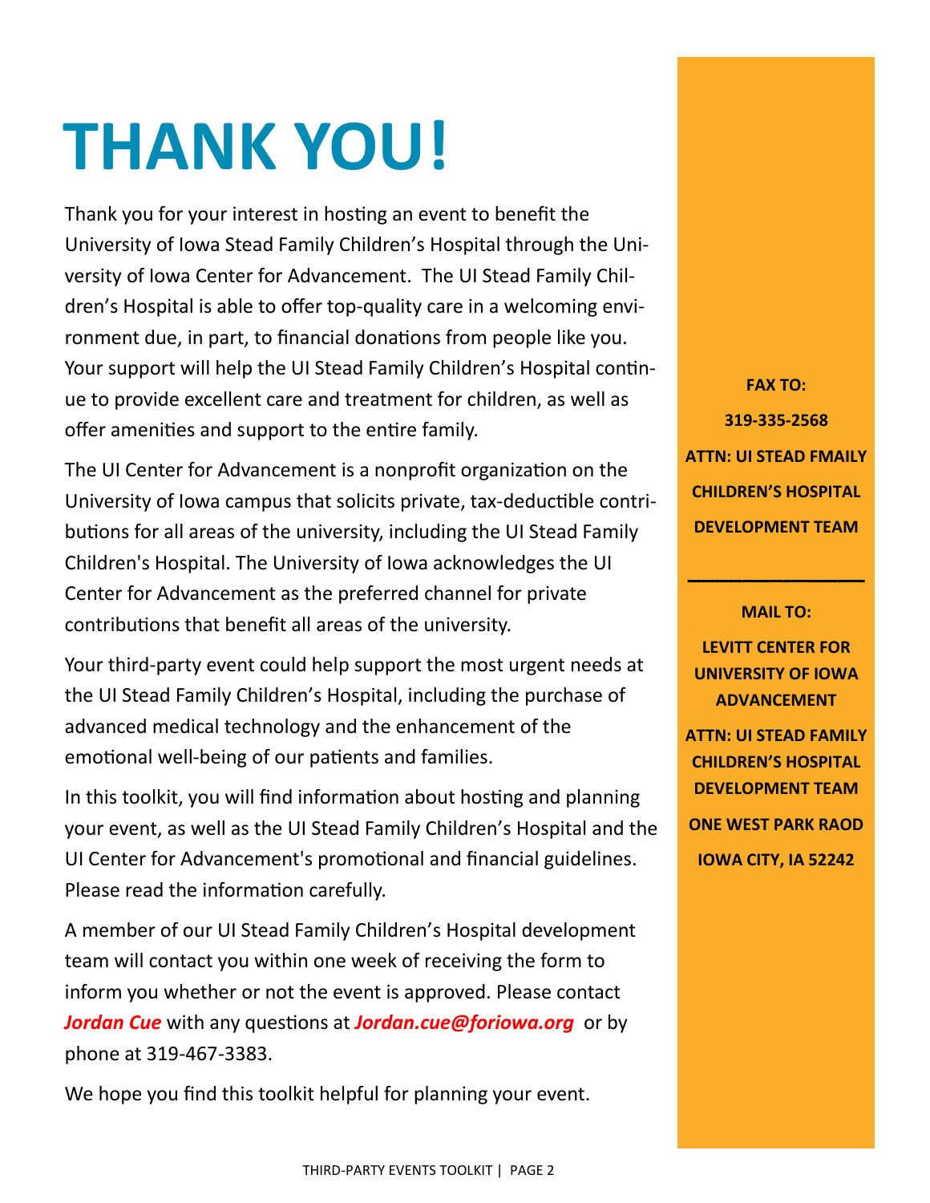# THANK YOU!

Thank you for your interest in hosting an event to benefit the University of Iowa Stead Family Children's Hospital through the University of Iowa Center for Advancement. The UI Stead Family Children's Hospital is able to offer top-quality care in a welcoming environment due, in part, to financial donations from people like you. Your support will help the UI Stead Family Children's Hospital continue to provide excellent care and treatment for children, as well as offer amenities and support to the entire family.

The UI Center for Advancement is a nonprofit organization on the University of Iowa campus that solicits private, tax-deductible contributions for all areas of the university, including the UI Stead Family Children's Hospital. The University of Iowa acknowledges the UI Center for Advancement as the preferred channel for private contributions that benefit all areas of the university.

Your third-party event could help support the most urgent needs at the UI Stead Family Children's Hospital, including the purchase of advanced medical technology and the enhancement of the emotional well-being of our patients and families.

In this toolkit, you will find information about hosting and planning your event, as well as the UI Stead Family Children's Hospital and the UI Center for Advancement's promotional and financial guidelines. Please read the information carefully.

A member of our UI Stead Family Children's Hospital development team will contact you within one week of receiving the form to inform you whether or not the event is approved. Please contact ***Jordan Cue*** with any questions at ***Jordan.cue@foriowa.org*** or by phone at 319-467-3383.

We hope you find this toolkit helpful for planning your event.

**FAX TO:**

**319-335-2568**

**ATTN: UI STEAD FMAILY CHILDREN'S HOSPITAL DEVELOPMENT TEAM**

---

**MAIL TO:**

**LEVITT CENTER FOR UNIVERSITY OF IOWA ADVANCEMENT**

**ATTN: UI STEAD FAMILY CHILDREN'S HOSPITAL DEVELOPMENT TEAM**

**ONE WEST PARK RAOD**

**IOWA CITY, IA 52242**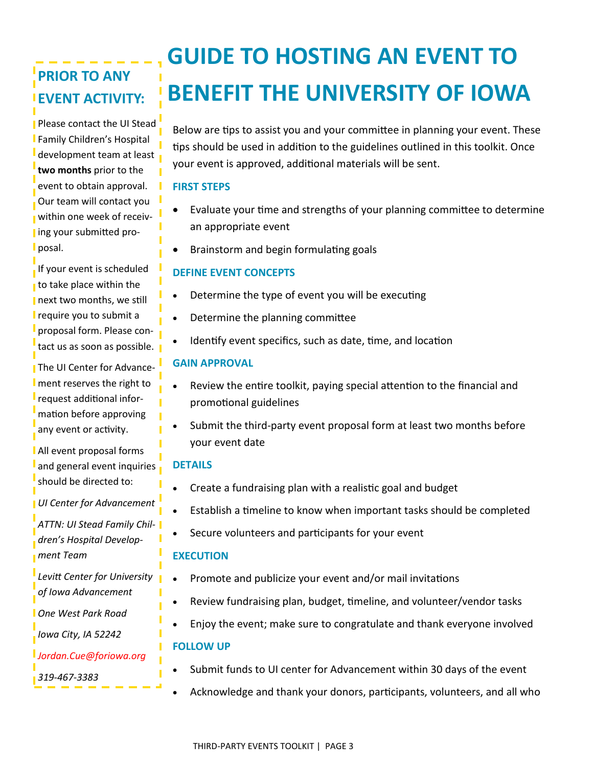# GUIDE TO HOSTING AN EVENT TO BENEFIT THE UNIVERSITY OF IOWA

Below are tips to assist you and your committee in planning your event. These tips should be used in addition to the guidelines outlined in this toolkit. Once your event is approved, additional materials will be sent.

### FIRST STEPS

- Evaluate your time and strengths of your planning committee to determine an appropriate event
- Brainstorm and begin formulating goals

### DEFINE EVENT CONCEPTS

- Determine the type of event you will be executing
- Determine the planning committee
- Identify event specifics, such as date, time, and location

### GAIN APPROVAL

- Review the entire toolkit, paying special attention to the financial and promotional guidelines
- Submit the third-party event proposal form at least two months before your event date

### DETAILS

- Create a fundraising plan with a realistic goal and budget
- Establish a timeline to know when important tasks should be completed
- Secure volunteers and participants for your event

### EXECUTION

- Promote and publicize your event and/or mail invitations
- Review fundraising plan, budget, timeline, and volunteer/vendor tasks
- Enjoy the event; make sure to congratulate and thank everyone involved

### FOLLOW UP

- Submit funds to UI center for Advancement within 30 days of the event
- Acknowledge and thank your donors, participants, volunteers, and all who

## PRIOR TO ANY EVENT ACTIVITY:

Please contact the UI Stead Family Children's Hospital development team at least **two months** prior to the event to obtain approval. Our team will contact you within one week of receiving your submitted proposal.

If your event is scheduled to take place within the next two months, we still require you to submit a proposal form. Please contact us as soon as possible.

The UI Center for Advancement reserves the right to request additional information before approving any event or activity.

All event proposal forms and general event inquiries should be directed to:

*UI Center for Advancement*

*ATTN: UI Stead Family Children's Hospital Development Team*

*Levitt Center for University of Iowa Advancement*

*One West Park Road*

*Iowa City, IA 52242*

*Jordan.Cue@foriowa.org*

*319-467-3383*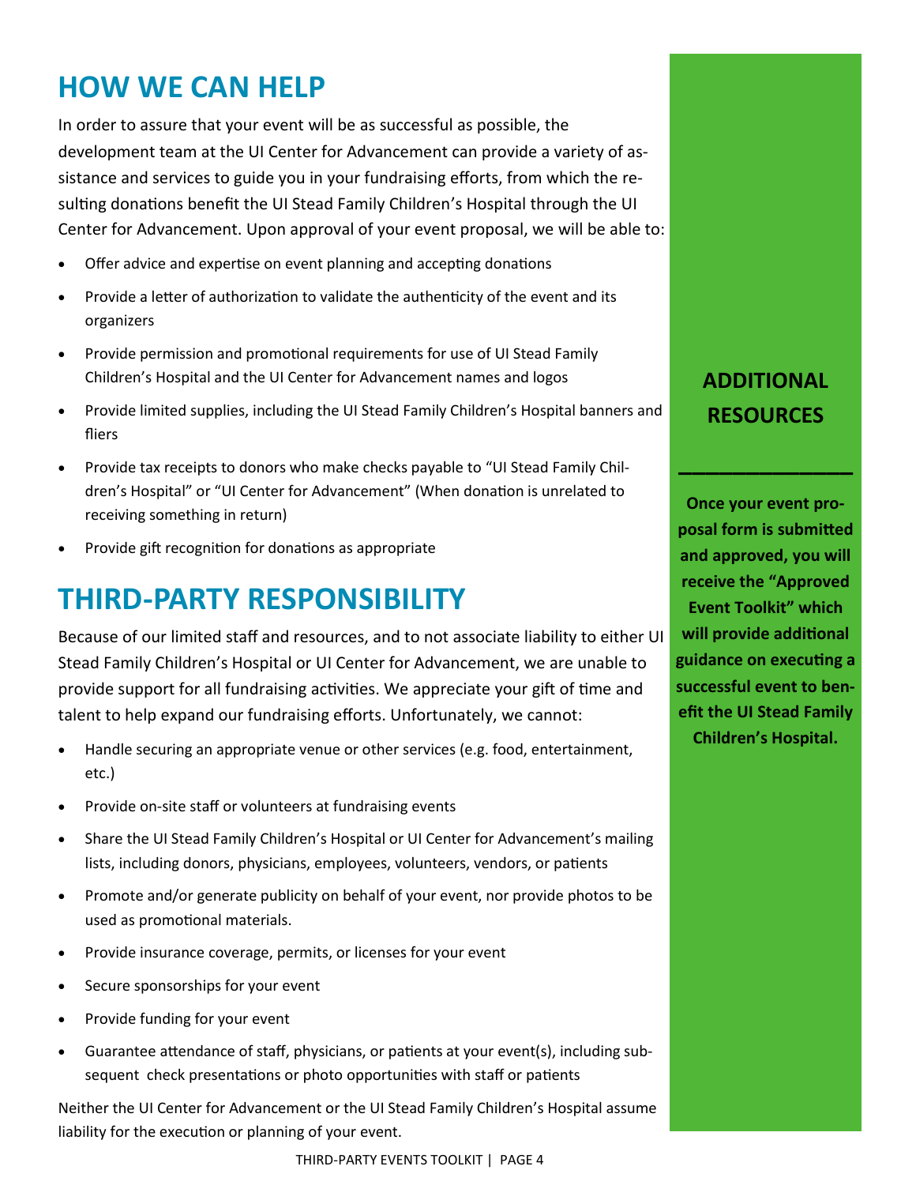# HOW WE CAN HELP

In order to assure that your event will be as successful as possible, the development team at the UI Center for Advancement can provide a variety of assistance and services to guide you in your fundraising efforts, from which the resulting donations benefit the UI Stead Family Children's Hospital through the UI Center for Advancement. Upon approval of your event proposal, we will be able to:

- Offer advice and expertise on event planning and accepting donations
- Provide a letter of authorization to validate the authenticity of the event and its organizers
- Provide permission and promotional requirements for use of UI Stead Family Children's Hospital and the UI Center for Advancement names and logos
- Provide limited supplies, including the UI Stead Family Children's Hospital banners and fliers
- Provide tax receipts to donors who make checks payable to "UI Stead Family Children's Hospital" or "UI Center for Advancement" (When donation is unrelated to receiving something in return)
- Provide gift recognition for donations as appropriate

# THIRD-PARTY RESPONSIBILITY

Because of our limited staff and resources, and to not associate liability to either UI Stead Family Children's Hospital or UI Center for Advancement, we are unable to provide support for all fundraising activities. We appreciate your gift of time and talent to help expand our fundraising efforts. Unfortunately, we cannot:

- Handle securing an appropriate venue or other services (e.g. food, entertainment, etc.)
- Provide on-site staff or volunteers at fundraising events
- Share the UI Stead Family Children's Hospital or UI Center for Advancement's mailing lists, including donors, physicians, employees, volunteers, vendors, or patients
- Promote and/or generate publicity on behalf of your event, nor provide photos to be used as promotional materials.
- Provide insurance coverage, permits, or licenses for your event
- Secure sponsorships for your event
- Provide funding for your event
- Guarantee attendance of staff, physicians, or patients at your event(s), including subsequent check presentations or photo opportunities with staff or patients

Neither the UI Center for Advancement or the UI Stead Family Children's Hospital assume liability for the execution or planning of your event.

## ADDITIONAL RESOURCES

**Once your event proposal form is submitted and approved, you will receive the "Approved Event Toolkit" which will provide additional guidance on executing a successful event to benefit the UI Stead Family Children's Hospital.**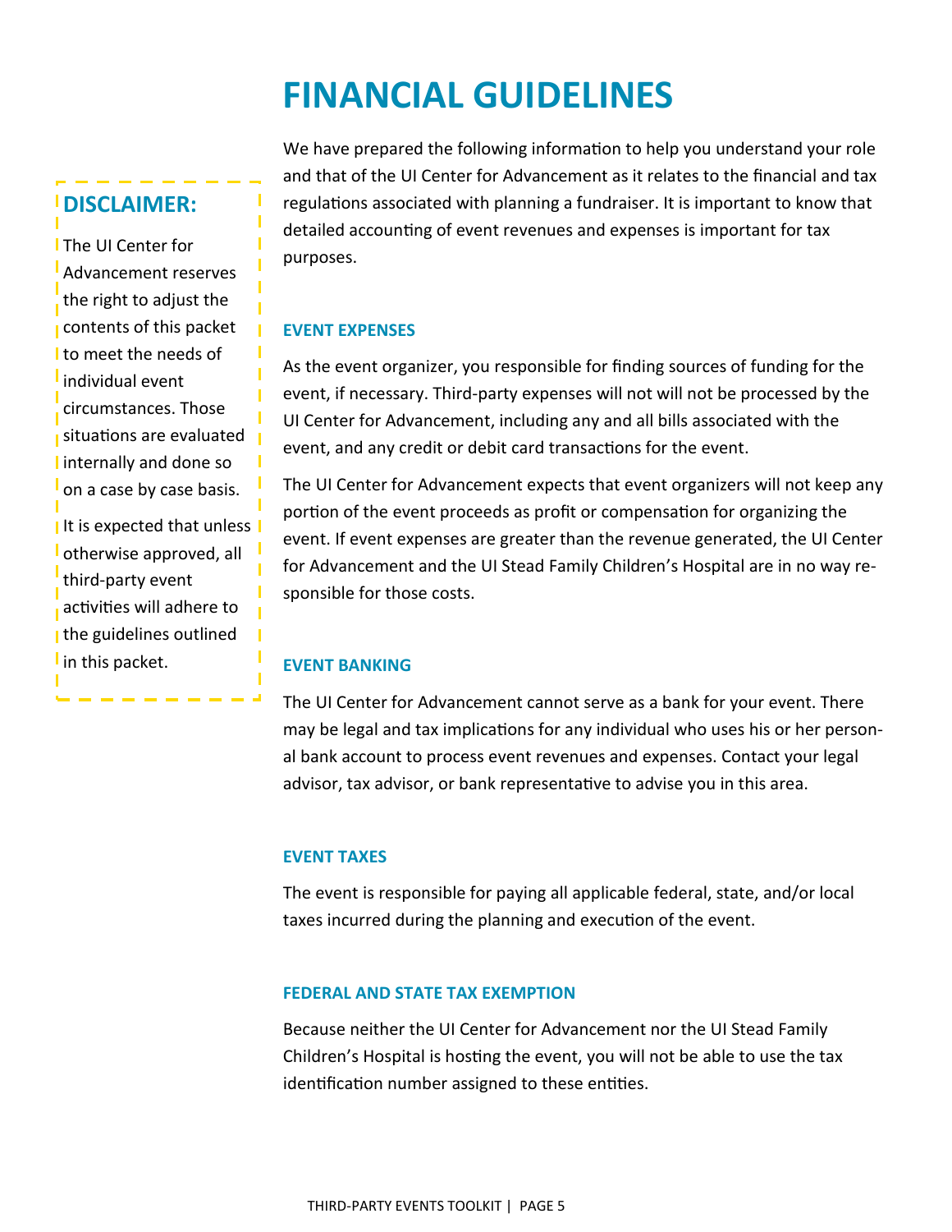# FINANCIAL GUIDELINES

**DISCLAIMER:**

The UI Center for Advancement reserves the right to adjust the contents of this packet to meet the needs of individual event circumstances. Those situations are evaluated internally and done so on a case by case basis.

It is expected that unless otherwise approved, all third-party event activities will adhere to the guidelines outlined in this packet.

We have prepared the following information to help you understand your role and that of the UI Center for Advancement as it relates to the financial and tax regulations associated with planning a fundraiser. It is important to know that detailed accounting of event revenues and expenses is important for tax purposes.

### EVENT EXPENSES

As the event organizer, you responsible for finding sources of funding for the event, if necessary. Third-party expenses will not will not be processed by the UI Center for Advancement, including any and all bills associated with the event, and any credit or debit card transactions for the event.

The UI Center for Advancement expects that event organizers will not keep any portion of the event proceeds as profit or compensation for organizing the event. If event expenses are greater than the revenue generated, the UI Center for Advancement and the UI Stead Family Children's Hospital are in no way responsible for those costs.

### EVENT BANKING

The UI Center for Advancement cannot serve as a bank for your event. There may be legal and tax implications for any individual who uses his or her personal bank account to process event revenues and expenses. Contact your legal advisor, tax advisor, or bank representative to advise you in this area.

### EVENT TAXES

The event is responsible for paying all applicable federal, state, and/or local taxes incurred during the planning and execution of the event.

### FEDERAL AND STATE TAX EXEMPTION

Because neither the UI Center for Advancement nor the UI Stead Family Children's Hospital is hosting the event, you will not be able to use the tax identification number assigned to these entities.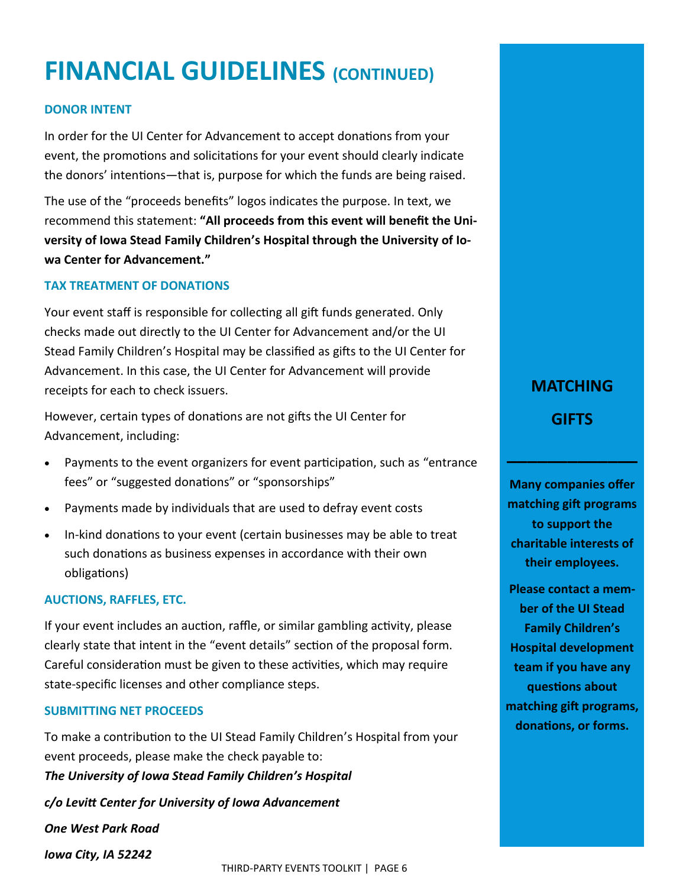# FINANCIAL GUIDELINES (CONTINUED)

### DONOR INTENT

In order for the UI Center for Advancement to accept donations from your event, the promotions and solicitations for your event should clearly indicate the donors' intentions—that is, purpose for which the funds are being raised.

The use of the "proceeds benefits" logos indicates the purpose. In text, we recommend this statement: **"All proceeds from this event will benefit the University of Iowa Stead Family Children's Hospital through the University of Iowa Center for Advancement."**

### TAX TREATMENT OF DONATIONS

Your event staff is responsible for collecting all gift funds generated. Only checks made out directly to the UI Center for Advancement and/or the UI Stead Family Children's Hospital may be classified as gifts to the UI Center for Advancement. In this case, the UI Center for Advancement will provide receipts for each to check issuers.

However, certain types of donations are not gifts the UI Center for Advancement, including:

- Payments to the event organizers for event participation, such as "entrance fees" or "suggested donations" or "sponsorships"
- Payments made by individuals that are used to defray event costs
- In-kind donations to your event (certain businesses may be able to treat such donations as business expenses in accordance with their own obligations)

### AUCTIONS, RAFFLES, ETC.

If your event includes an auction, raffle, or similar gambling activity, please clearly state that intent in the "event details" section of the proposal form. Careful consideration must be given to these activities, which may require state-specific licenses and other compliance steps.

### SUBMITTING NET PROCEEDS

To make a contribution to the UI Stead Family Children's Hospital from your event proceeds, please make the check payable to:

***The University of Iowa Stead Family Children's Hospital***

***c/o Levitt Center for University of Iowa Advancement***

***One West Park Road***

***Iowa City, IA 52242***

## MATCHING GIFTS

**Many companies offer matching gift programs to support the charitable interests of their employees.**

**Please contact a member of the UI Stead Family Children's Hospital development team if you have any questions about matching gift programs, donations, or forms.**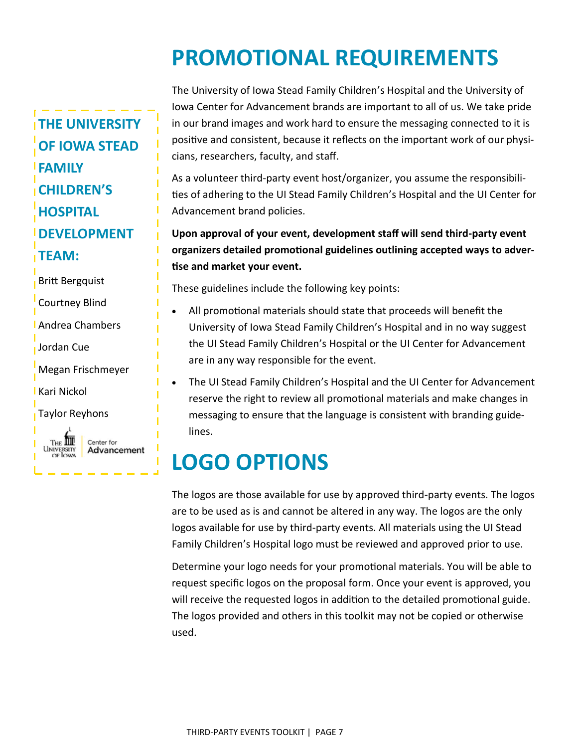# PROMOTIONAL REQUIREMENTS

The University of Iowa Stead Family Children's Hospital and the University of Iowa Center for Advancement brands are important to all of us. We take pride in our brand images and work hard to ensure the messaging connected to it is positive and consistent, because it reflects on the important work of our physicians, researchers, faculty, and staff.

As a volunteer third-party event host/organizer, you assume the responsibilities of adhering to the UI Stead Family Children's Hospital and the UI Center for Advancement brand policies.

**Upon approval of your event, development staff will send third-party event organizers detailed promotional guidelines outlining accepted ways to advertise and market your event.**

These guidelines include the following key points:

- All promotional materials should state that proceeds will benefit the University of Iowa Stead Family Children's Hospital and in no way suggest the UI Stead Family Children's Hospital or the UI Center for Advancement are in any way responsible for the event.
- The UI Stead Family Children's Hospital and the UI Center for Advancement reserve the right to review all promotional materials and make changes in messaging to ensure that the language is consistent with branding guidelines.

# LOGO OPTIONS

The logos are those available for use by approved third-party events. The logos are to be used as is and cannot be altered in any way. The logos are the only logos available for use by third-party events. All materials using the UI Stead Family Children's Hospital logo must be reviewed and approved prior to use.

Determine your logo needs for your promotional materials. You will be able to request specific logos on the proposal form. Once your event is approved, you will receive the requested logos in addition to the detailed promotional guide. The logos provided and others in this toolkit may not be copied or otherwise used.

## THE UNIVERSITY OF IOWA STEAD FAMILY CHILDREN'S HOSPITAL DEVELOPMENT TEAM:

Britt Bergquist

Courtney Blind

Andrea Chambers

Jordan Cue

Megan Frischmeyer

Kari Nickol

Taylor Reyhons

The University of Iowa | Center for Advancement